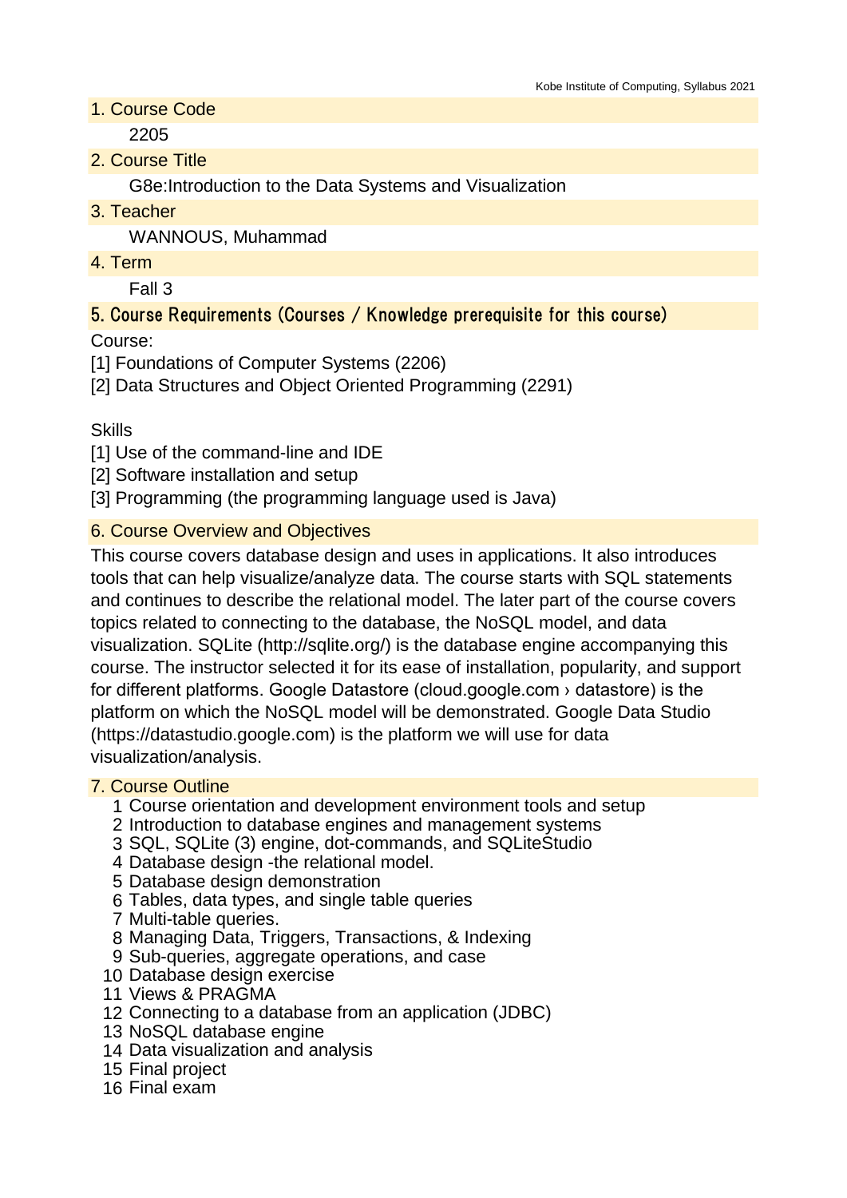## 1. Course Code

2205

## 2. Course Title

G8e:Introduction to the Data Systems and Visualization

## 3. Teacher

WANNOUS, Muhammad

## 4. Term

Fall 3

## 5. Course Requirements (Courses / Knowledge prerequisite for this course)

Course:
[1] Foundations of Computer Systems (2206)
[2] Data Structures and Object Oriented Programming (2291)

Skills
[1] Use of the command-line and IDE
[2] Software installation and setup
[3] Programming (the programming language used is Java)

## 6. Course Overview and Objectives

This course covers database design and uses in applications. It also introduces tools that can help visualize/analyze data. The course starts with SQL statements and continues to describe the relational model. The later part of the course covers topics related to connecting to the database, the NoSQL model, and data visualization. SQLite (http://sqlite.org/) is the database engine accompanying this course. The instructor selected it for its ease of installation, popularity, and support for different platforms. Google Datastore (cloud.google.com › datastore) is the platform on which the NoSQL model will be demonstrated. Google Data Studio (https://datastudio.google.com) is the platform we will use for data visualization/analysis.

## 7. Course Outline

1 Course orientation and development environment tools and setup
2 Introduction to database engines and management systems
3 SQL, SQLite (3) engine, dot-commands, and SQLiteStudio
4 Database design -the relational model.
5 Database design demonstration
6 Tables, data types, and single table queries
7 Multi-table queries.
8 Managing Data, Triggers, Transactions, & Indexing
9 Sub-queries, aggregate operations, and case
10 Database design exercise
11 Views & PRAGMA
12 Connecting to a database from an application (JDBC)
13 NoSQL database engine
14 Data visualization and analysis
15 Final project
16 Final exam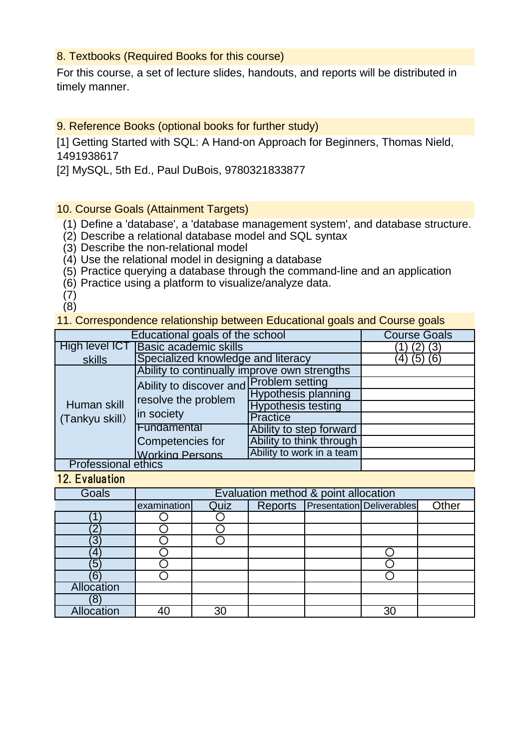## 8. Textbooks (Required Books for this course)

For this course, a set of lecture slides, handouts, and reports will be distributed in timely manner.

## 9. Reference Books (optional books for further study)

[1] Getting Started with SQL: A Hand-on Approach for Beginners, Thomas Nield, 1491938617
[2] MySQL, 5th Ed., Paul DuBois, 9780321833877

## 10. Course Goals (Attainment Targets)

(1) Define a 'database', a 'database management system', and database structure.
(2) Describe a relational database model and SQL syntax
(3) Describe the non-relational model
(4) Use the relational model in designing a database
(5) Practice querying a database through the command-line and an application
(6) Practice using a platform to visualize/analyze data.
(7)
(8)

## 11. Correspondence relationship between Educational goals and Course goals

| Educational goals of the school | | | Course Goals |
|---|---|---|---|
| High level ICT skills | Basic academic skills | | (1) (2) (3) |
| | Specialized knowledge and literacy | | (4) (5) (6) |
| Human skill (Tankyu skill) | Ability to continually improve own strengths | | |
| | Ability to discover and resolve the problem in society | Problem setting | |
| | | Hypothesis planning | |
| | | Hypothesis testing | |
| | | Practice | |
| | Fundamental Competencies for Working Persons | Ability to step forward | |
| | | Ability to think through | |
| | | Ability to work in a team | |
| Professional ethics | | | |

## 12. Evaluation

| Goals | Evaluation method & point allocation | | | | | |
|---|---|---|---|---|---|---|
| | examination | Quiz | Reports | Presentation | Deliverables | Other |
| (1) | ○ | ○ | | | | |
| (2) | ○ | ○ | | | | |
| (3) | ○ | ○ | | | | |
| (4) | ○ | | | | ○ | |
| (5) | ○ | | | | ○ | |
| (6) | ○ | | | | ○ | |
| Allocation | | | | | | |
| (8) | | | | | | |
| Allocation | 40 | 30 | | | 30 | |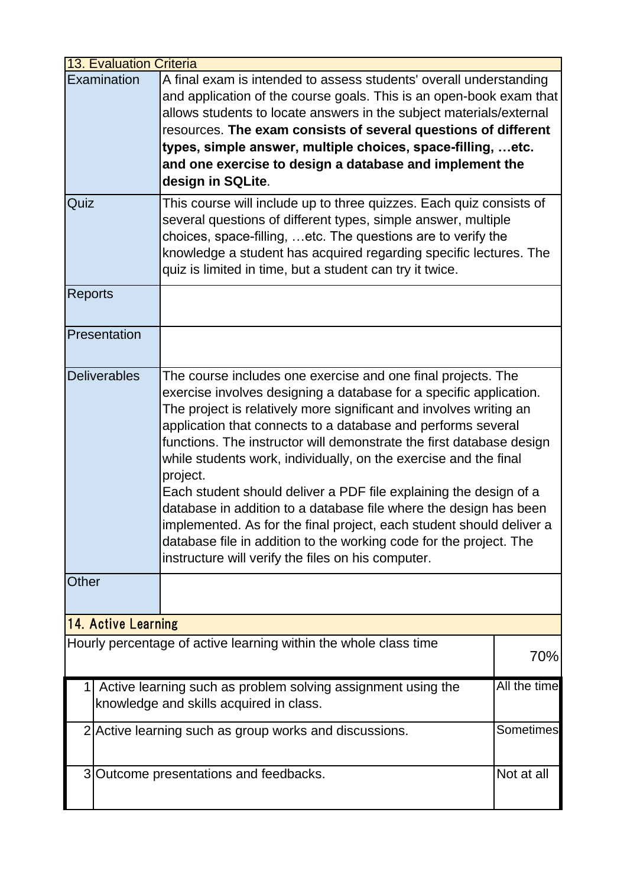## 13. Evaluation Criteria

| | |
|---|---|
| Examination | A final exam is intended to assess students' overall understanding and application of the course goals. This is an open-book exam that allows students to locate answers in the subject materials/external resources. **The exam consists of several questions of different types, simple answer, multiple choices, space-filling, …etc. and one exercise to design a database and implement the design in SQLite**. |
| Quiz | This course will include up to three quizzes. Each quiz consists of several questions of different types, simple answer, multiple choices, space-filling, …etc. The questions are to verify the knowledge a student has acquired regarding specific lectures. The quiz is limited in time, but a student can try it twice. |
| Reports | |
| Presentation | |
| Deliverables | The course includes one exercise and one final projects. The exercise involves designing a database for a specific application. The project is relatively more significant and involves writing an application that connects to a database and performs several functions. The instructor will demonstrate the first database design while students work, individually, on the exercise and the final project.<br>Each student should deliver a PDF file explaining the design of a database in addition to a database file where the design has been implemented. As for the final project, each student should deliver a database file in addition to the working code for the project. The instructure will verify the files on his computer. |
| Other | |

## 14. Active Learning

| Hourly percentage of active learning within the whole class time | | 70% |
|---|---|---|
| 1 | Active learning such as problem solving assignment using the knowledge and skills acquired in class. | All the time |
| 2 | Active learning such as group works and discussions. | Sometimes |
| 3 | Outcome presentations and feedbacks. | Not at all |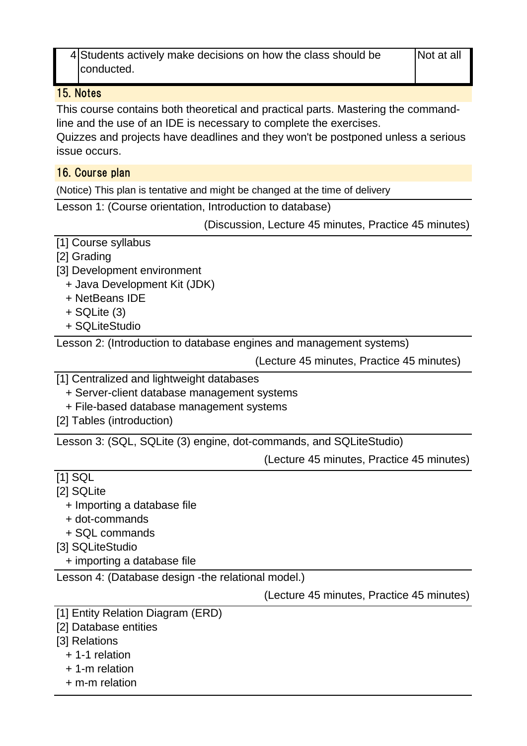| 4 | Students actively make decisions on how the class should be conducted. | Not at all |
|---|---|---|

## 15. Notes

This course contains both theoretical and practical parts. Mastering the command-line and the use of an IDE is necessary to complete the exercises.
Quizzes and projects have deadlines and they won't be postponed unless a serious issue occurs.

## 16. Course plan

(Notice) This plan is tentative and might be changed at the time of delivery

Lesson 1: (Course orientation, Introduction to database)

(Discussion, Lecture 45 minutes, Practice 45 minutes)

[1] Course syllabus
[2] Grading
[3] Development environment
  + Java Development Kit (JDK)
  + NetBeans IDE
  + SQLite (3)
  + SQLiteStudio

Lesson 2: (Introduction to database engines and management systems)

(Lecture 45 minutes, Practice 45 minutes)

[1] Centralized and lightweight databases
  + Server-client database management systems
  + File-based database management systems
[2] Tables (introduction)

Lesson 3: (SQL, SQLite (3) engine, dot-commands, and SQLiteStudio)

(Lecture 45 minutes, Practice 45 minutes)

[1] SQL
[2] SQLite
  + Importing a database file
  + dot-commands
  + SQL commands
[3] SQLiteStudio
  + importing a database file

Lesson 4: (Database design -the relational model.)

(Lecture 45 minutes, Practice 45 minutes)

[1] Entity Relation Diagram (ERD)
[2] Database entities
[3] Relations
  + 1-1 relation
  + 1-m relation
  + m-m relation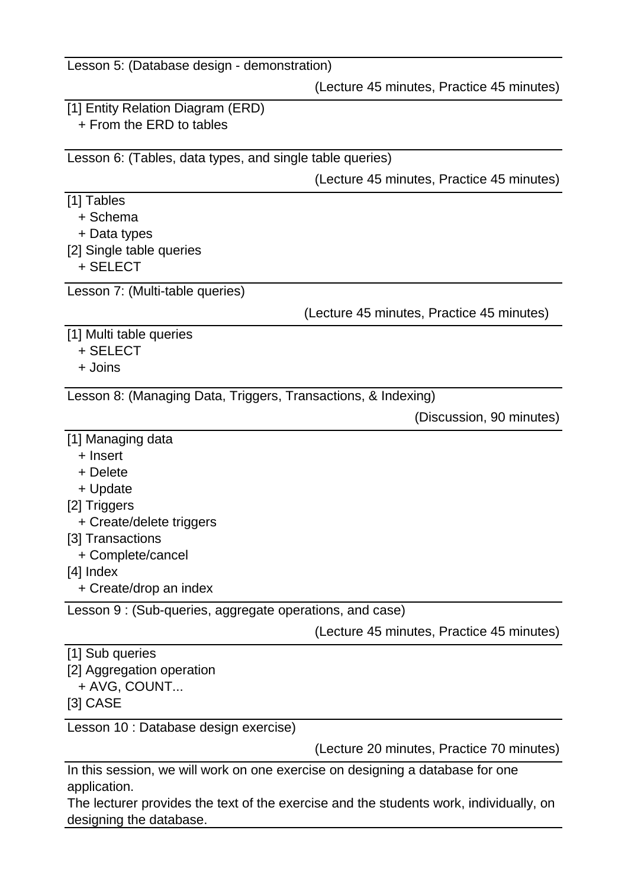Lesson 5: (Database design - demonstration)

(Lecture 45 minutes, Practice 45 minutes)

[1] Entity Relation Diagram (ERD)
+ From the ERD to tables

Lesson 6: (Tables, data types, and single table queries)

(Lecture 45 minutes, Practice 45 minutes)

[1] Tables
+ Schema
+ Data types
[2] Single table queries
+ SELECT

Lesson 7: (Multi-table queries)

(Lecture 45 minutes, Practice 45 minutes)

[1] Multi table queries
+ SELECT
+ Joins

Lesson 8: (Managing Data, Triggers, Transactions, & Indexing)

(Discussion, 90 minutes)

[1] Managing data
+ Insert
+ Delete
+ Update
[2] Triggers
+ Create/delete triggers
[3] Transactions
+ Complete/cancel
[4] Index
+ Create/drop an index

Lesson 9 : (Sub-queries, aggregate operations, and case)

(Lecture 45 minutes, Practice 45 minutes)

[1] Sub queries
[2] Aggregation operation
+ AVG, COUNT...
[3] CASE

Lesson 10 : Database design exercise)

(Lecture 20 minutes, Practice 70 minutes)

In this session, we will work on one exercise on designing a database for one application.
The lecturer provides the text of the exercise and the students work, individually, on designing the database.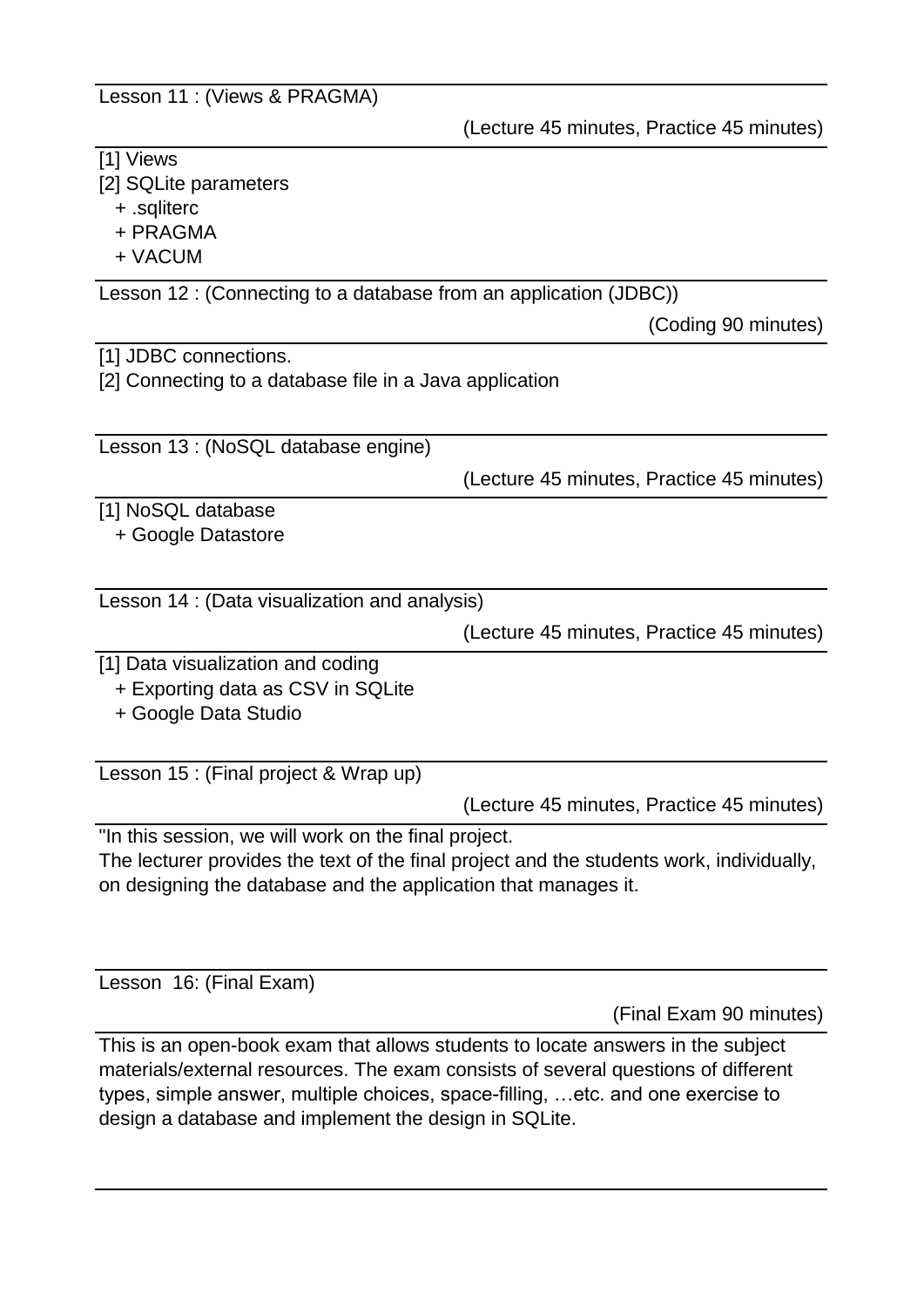Lesson 11 : (Views & PRAGMA)

(Lecture 45 minutes, Practice 45 minutes)

[1] Views
[2] SQLite parameters
  + .sqliterc
  + PRAGMA
  + VACUM

Lesson 12 : (Connecting to a database from an application (JDBC))

(Coding 90 minutes)

[1] JDBC connections.
[2] Connecting to a database file in a Java application

Lesson 13 : (NoSQL database engine)

(Lecture 45 minutes, Practice 45 minutes)

[1] NoSQL database
  + Google Datastore

Lesson 14 : (Data visualization and analysis)

(Lecture 45 minutes, Practice 45 minutes)

[1] Data visualization and coding
  + Exporting data as CSV in SQLite
  + Google Data Studio

Lesson 15 : (Final project & Wrap up)

(Lecture 45 minutes, Practice 45 minutes)

"In this session, we will work on the final project.
The lecturer provides the text of the final project and the students work, individually, on designing the database and the application that manages it.

Lesson 16: (Final Exam)

(Final Exam 90 minutes)

This is an open-book exam that allows students to locate answers in the subject materials/external resources. The exam consists of several questions of different types, simple answer, multiple choices, space-filling, …etc. and one exercise to design a database and implement the design in SQLite.